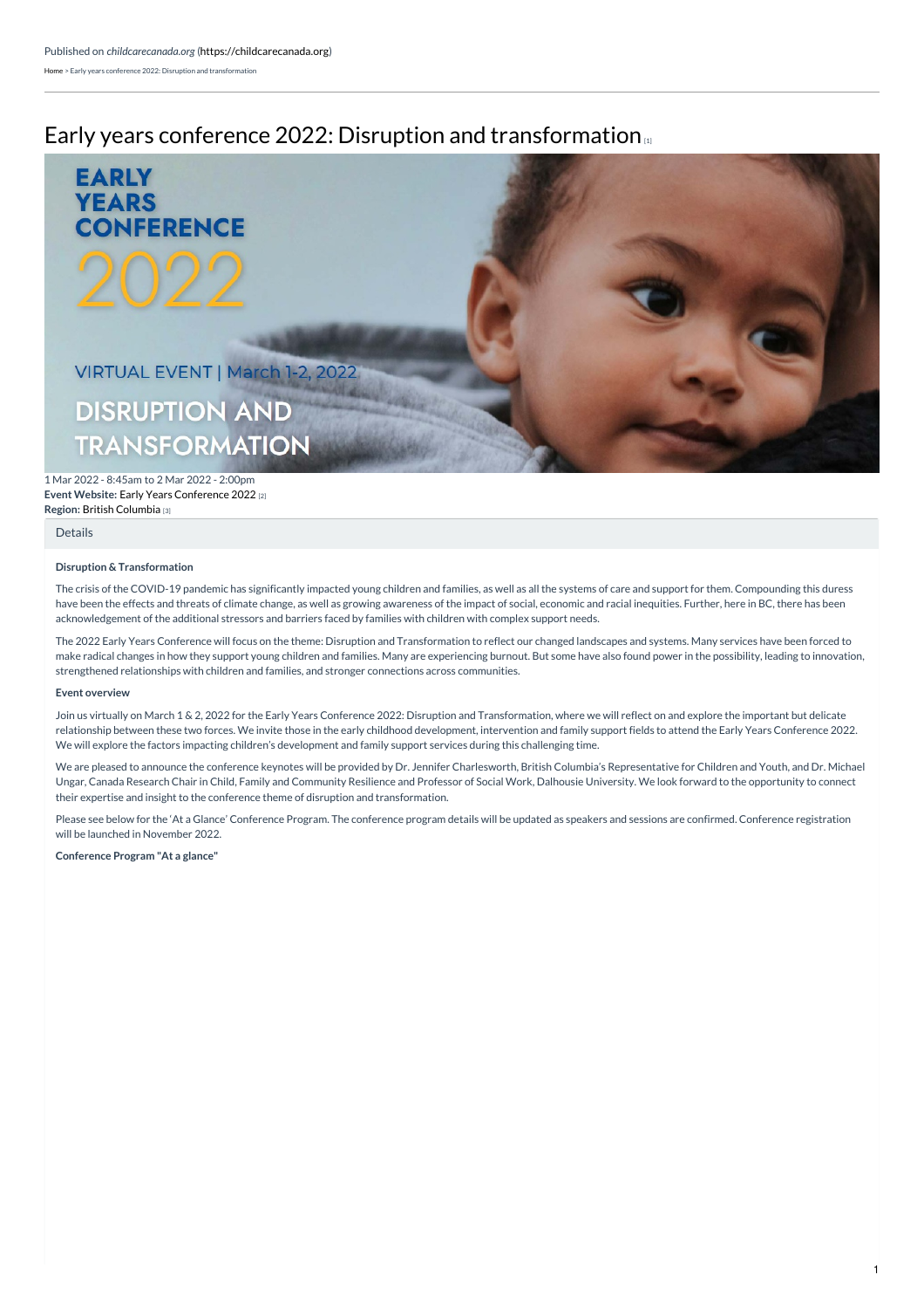Published on *childcarecanada.org* (https://childcarecanada.org)

Home > Early years conference 2022: Disruption and transformation

# Early years conference 2022: Disruption and transformation [1]

1 Mar 2022 - 8:45am to 2 Mar 2022 - 2:00pm
**Event Website:** Early Years Conference 2022 [2]
**Region:** British Columbia [3]

Details

**Disruption & Transformation**

The crisis of the COVID-19 pandemic has significantly impacted young children and families, as well as all the systems of care and support for them. Compounding this duress have been the effects and threats of climate change, as well as growing awareness of the impact of social, economic and racial inequities. Further, here in BC, there has been acknowledgement of the additional stressors and barriers faced by families with children with complex support needs.

The 2022 Early Years Conference will focus on the theme: Disruption and Transformation to reflect our changed landscapes and systems. Many services have been forced to make radical changes in how they support young children and families. Many are experiencing burnout. But some have also found power in the possibility, leading to innovation, strengthened relationships with children and families, and stronger connections across communities.

**Event overview**

Join us virtually on March 1 & 2, 2022 for the Early Years Conference 2022: Disruption and Transformation, where we will reflect on and explore the important but delicate relationship between these two forces. We invite those in the early childhood development, intervention and family support fields to attend the Early Years Conference 2022. We will explore the factors impacting children's development and family support services during this challenging time.

We are pleased to announce the conference keynotes will be provided by Dr. Jennifer Charlesworth, British Columbia's Representative for Children and Youth, and Dr. Michael Ungar, Canada Research Chair in Child, Family and Community Resilience and Professor of Social Work, Dalhousie University. We look forward to the opportunity to connect their expertise and insight to the conference theme of disruption and transformation.

Please see below for the 'At a Glance' Conference Program. The conference program details will be updated as speakers and sessions are confirmed. Conference registration will be launched in November 2022.

**Conference Program "At a glance"**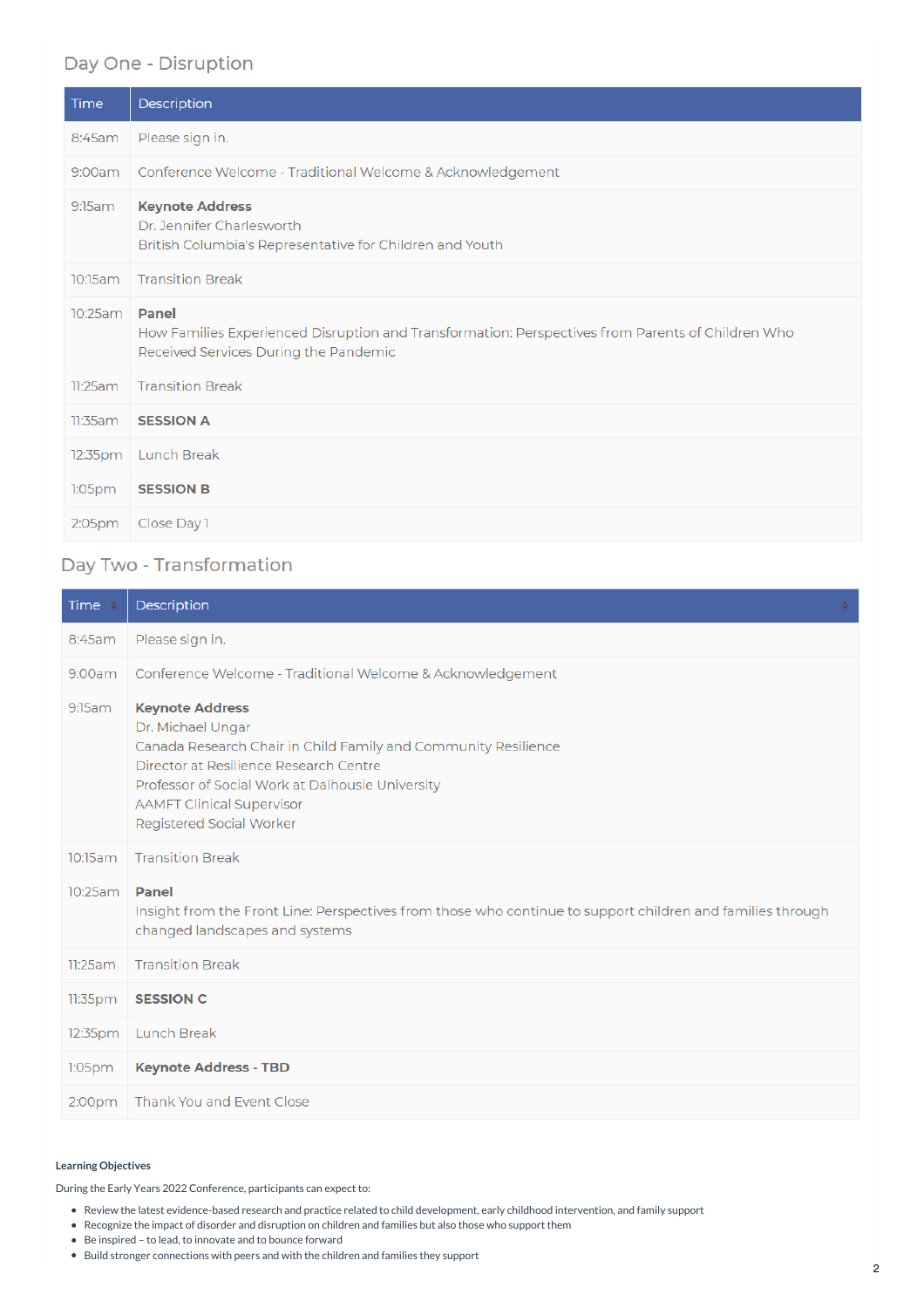## Day One - Disruption

| Time | Description |
|---|---|
| 8:45am | Please sign in. |
| 9:00am | Conference Welcome - Traditional Welcome & Acknowledgement |
| 9:15am | **Keynote Address**<br>Dr. Jennifer Charlesworth<br>British Columbia's Representative for Children and Youth |
| 10:15am | Transition Break |
| 10:25am | **Panel**<br>How Families Experienced Disruption and Transformation: Perspectives from Parents of Children Who Received Services During the Pandemic |
| 11:25am | Transition Break |
| 11:35am | **SESSION A** |
| 12:35pm | Lunch Break |
| 1:05pm | **SESSION B** |
| 2:05pm | Close Day 1 |

## Day Two - Transformation

| Time | Description |
|---|---|
| 8:45am | Please sign in. |
| 9:00am | Conference Welcome - Traditional Welcome & Acknowledgement |
| 9:15am | **Keynote Address**<br>Dr. Michael Ungar<br>Canada Research Chair in Child Family and Community Resilience<br>Director at Resilience Research Centre<br>Professor of Social Work at Dalhousie University<br>AAMFT Clinical Supervisor<br>Registered Social Worker |
| 10:15am | Transition Break |
| 10:25am | **Panel**<br>Insight from the Front Line: Perspectives from those who continue to support children and families through changed landscapes and systems |
| 11:25am | Transition Break |
| 11:35pm | **SESSION C** |
| 12:35pm | Lunch Break |
| 1:05pm | **Keynote Address - TBD** |
| 2:00pm | Thank You and Event Close |

**Learning Objectives**

During the Early Years 2022 Conference, participants can expect to:

- Review the latest evidence-based research and practice related to child development, early childhood intervention, and family support
- Recognize the impact of disorder and disruption on children and families but also those who support them
- Be inspired – to lead, to innovate and to bounce forward
- Build stronger connections with peers and with the children and families they support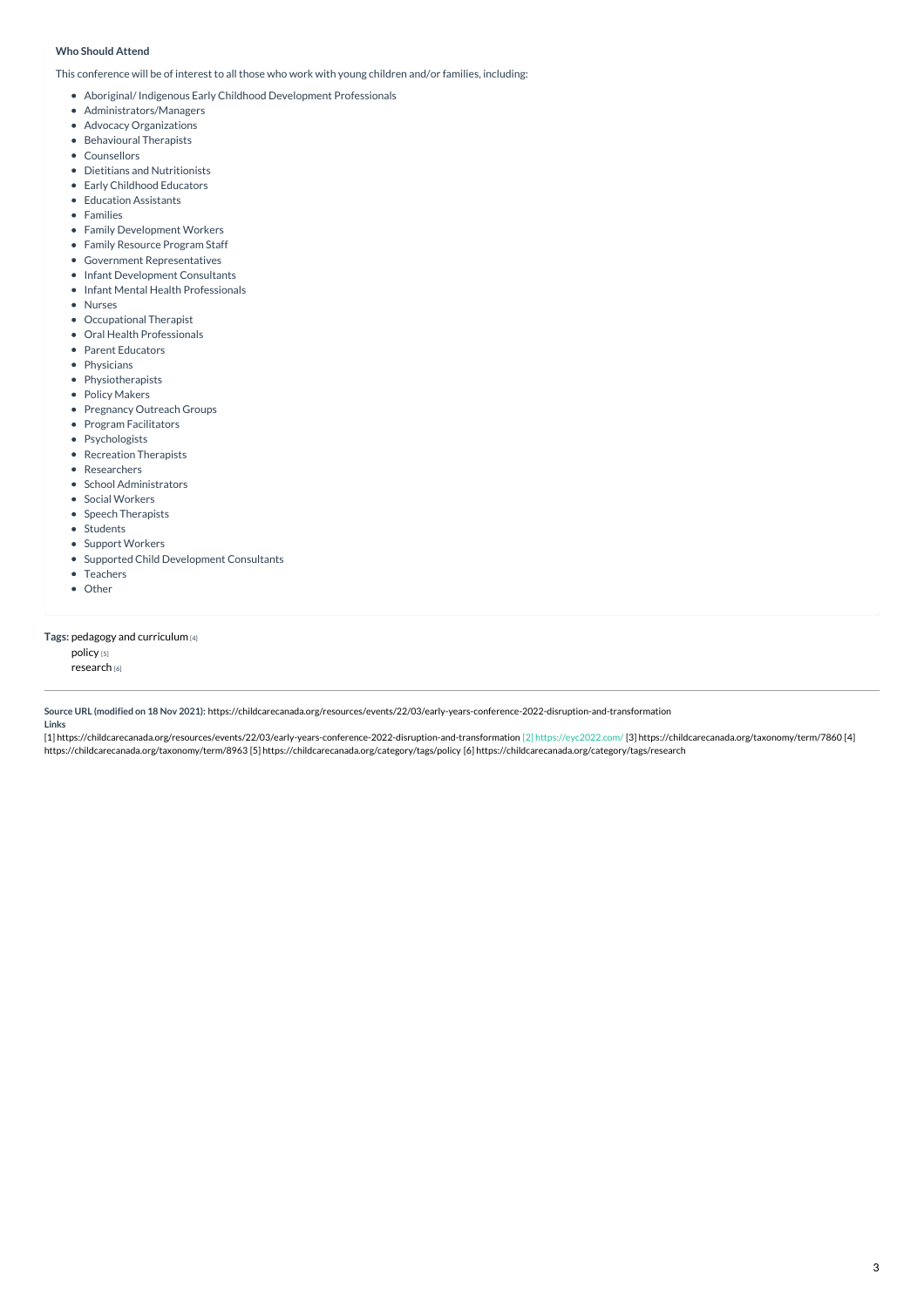**Who Should Attend**

This conference will be of interest to all those who work with young children and/or families, including:

- Aboriginal/ Indigenous Early Childhood Development Professionals
- Administrators/Managers
- Advocacy Organizations
- Behavioural Therapists
- Counsellors
- Dietitians and Nutritionists
- Early Childhood Educators
- Education Assistants
- Families
- Family Development Workers
- Family Resource Program Staff
- Government Representatives
- Infant Development Consultants
- Infant Mental Health Professionals
- Nurses
- Occupational Therapist
- Oral Health Professionals
- Parent Educators
- Physicians
- Physiotherapists
- Policy Makers
- Pregnancy Outreach Groups
- Program Facilitators
- Psychologists
- Recreation Therapists
- Researchers
- School Administrators
- Social Workers
- Speech Therapists
- Students
- Support Workers
- Supported Child Development Consultants
- Teachers
- Other

**Tags:** pedagogy and curriculum [4]
policy [5]
research [6]

---

**Source URL (modified on 18 Nov 2021):** https://childcarecanada.org/resources/events/22/03/early-years-conference-2022-disruption-and-transformation

**Links**

[1] https://childcarecanada.org/resources/events/22/03/early-years-conference-2022-disruption-and-transformation [2] https://eyc2022.com/ [3] https://childcarecanada.org/taxonomy/term/7860 [4] https://childcarecanada.org/taxonomy/term/8963 [5] https://childcarecanada.org/category/tags/policy [6] https://childcarecanada.org/category/tags/research